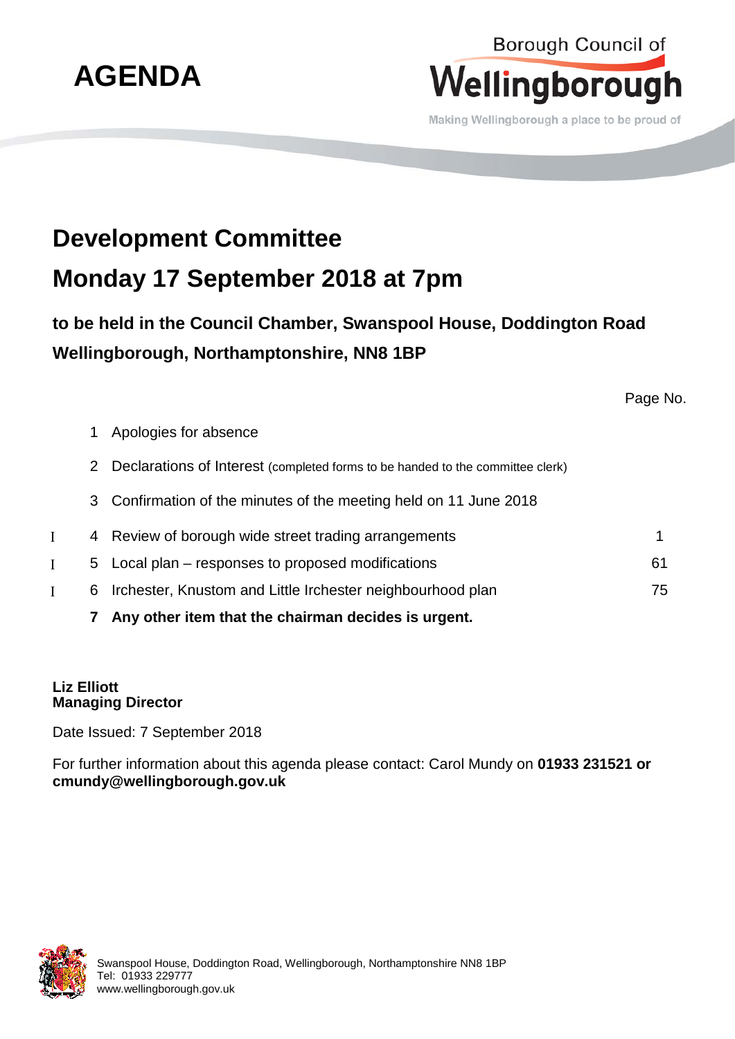# AGENDA

Borough Council of **Wellingborough**

Making Wellingborough a place to be proud of

## Development Committee

## Monday 17 September 2018 at 7pm

**to be held in the Council Chamber, Swanspool House, Doddington Road Wellingborough, Northamptonshire, NN8 1BP**

| | | | Page No. |
|---|---|---|---|
| | 1 | Apologies for absence | |
| | 2 | Declarations of Interest (completed forms to be handed to the committee clerk) | |
| | 3 | Confirmation of the minutes of the meeting held on 11 June 2018 | |
| I | 4 | Review of borough wide street trading arrangements | 1 |
| I | 5 | Local plan – responses to proposed modifications | 61 |
| I | 6 | Irchester, Knustom and Little Irchester neighbourhood plan | 75 |
| | **7** | **Any other item that the chairman decides is urgent.** | |

**Liz Elliott**
**Managing Director**

Date Issued: 7 September 2018

For further information about this agenda please contact: Carol Mundy on **01933 231521 or cmundy@wellingborough.gov.uk**

Swanspool House, Doddington Road, Wellingborough, Northamptonshire NN8 1BP
Tel: 01933 229777
www.wellingborough.gov.uk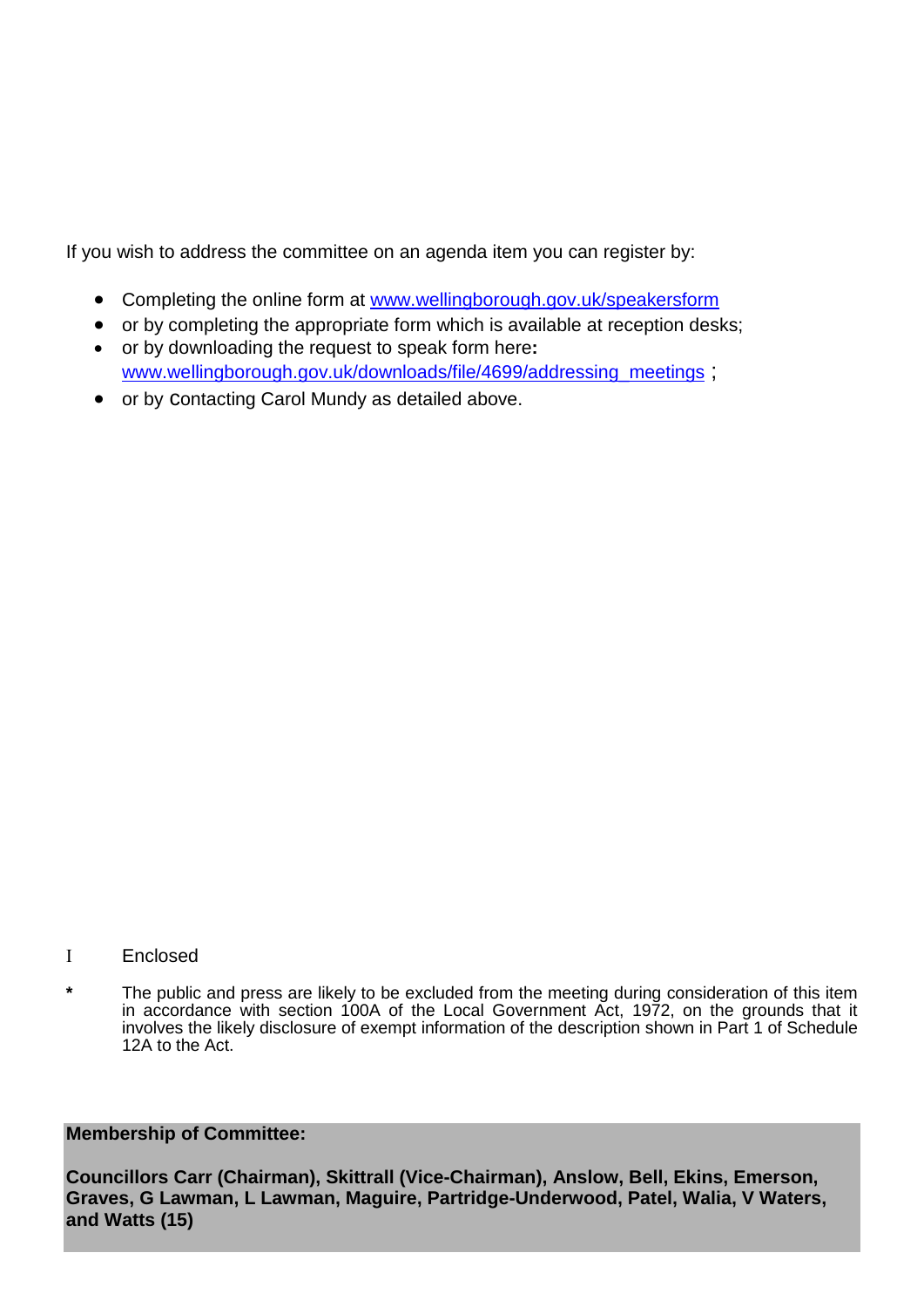If you wish to address the committee on an agenda item you can register by:

- Completing the online form at www.wellingborough.gov.uk/speakersform
- or by completing the appropriate form which is available at reception desks;
- or by downloading the request to speak form here: www.wellingborough.gov.uk/downloads/file/4699/addressing_meetings ;
- or by contacting Carol Mundy as detailed above.

I Enclosed

* The public and press are likely to be excluded from the meeting during consideration of this item in accordance with section 100A of the Local Government Act, 1972, on the grounds that it involves the likely disclosure of exempt information of the description shown in Part 1 of Schedule 12A to the Act.

**Membership of Committee:**

**Councillors Carr (Chairman), Skittrall (Vice-Chairman), Anslow, Bell, Ekins, Emerson, Graves, G Lawman, L Lawman, Maguire, Partridge-Underwood, Patel, Walia, V Waters, and Watts (15)**